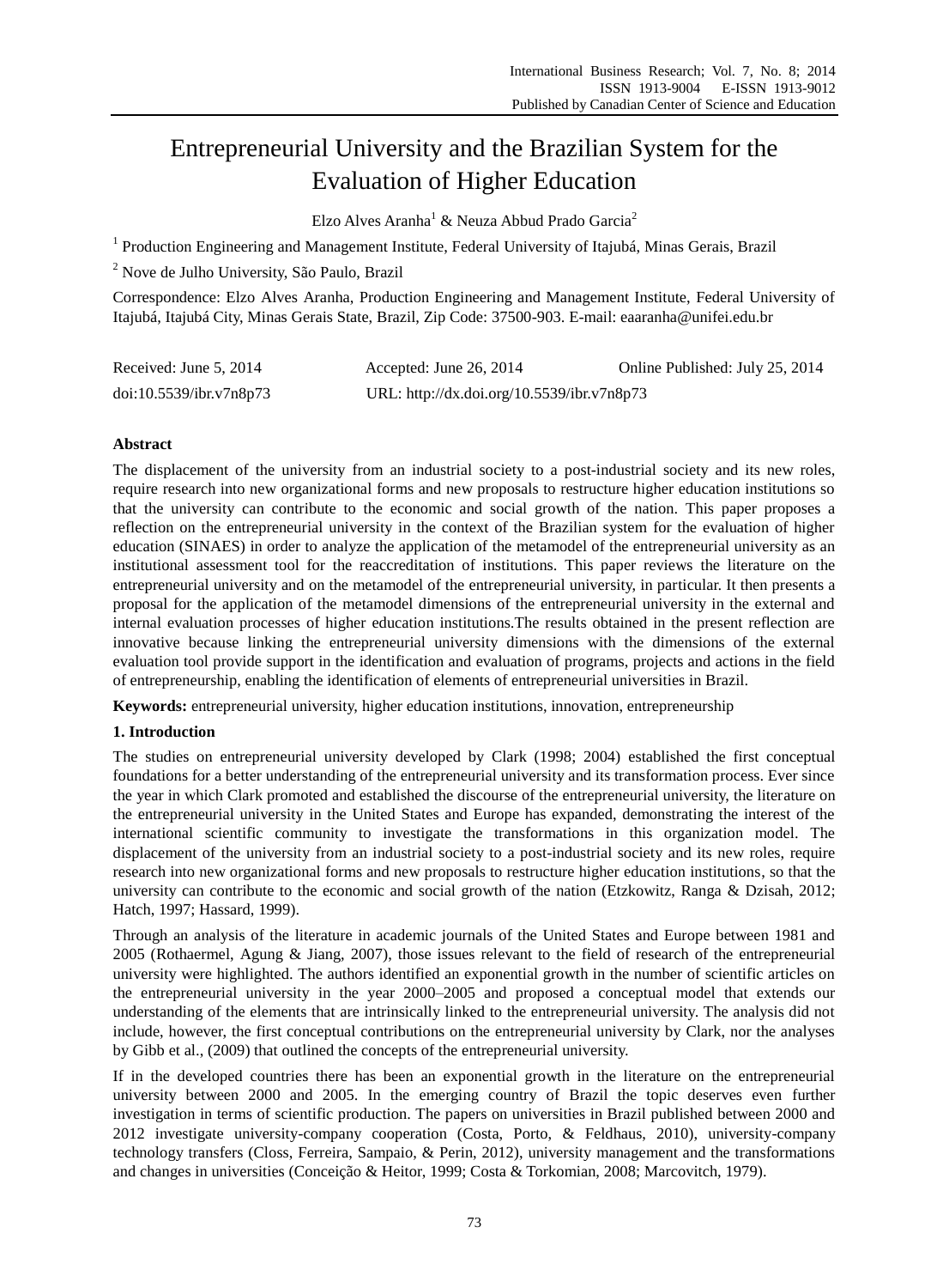# Entrepreneurial University and the Brazilian System for the Evaluation of Higher Education

Elzo Alves Aranha[1] & Neuza Abbud Prado Garcia[2]

[1] Production Engineering and Management Institute, Federal University of Itajubá, Minas Gerais, Brazil

[2] Nove de Julho University, São Paulo, Brazil

Correspondence: Elzo Alves Aranha, Production Engineering and Management Institute, Federal University of Itajubá, Itajubá City, Minas Gerais State, Brazil, Zip Code: 37500-903. E-mail: eaaranha@unifei.edu.br

Received: June 5, 2014 Accepted: June 26, 2014 Online Published: July 25, 2014

doi:10.5539/ibr.v7n8p73 URL: http://dx.doi.org/10.5539/ibr.v7n8p73

## Abstract

The displacement of the university from an industrial society to a post-industrial society and its new roles, require research into new organizational forms and new proposals to restructure higher education institutions so that the university can contribute to the economic and social growth of the nation. This paper proposes a reflection on the entrepreneurial university in the context of the Brazilian system for the evaluation of higher education (SINAES) in order to analyze the application of the metamodel of the entrepreneurial university as an institutional assessment tool for the reaccreditation of institutions. This paper reviews the literature on the entrepreneurial university and on the metamodel of the entrepreneurial university, in particular. It then presents a proposal for the application of the metamodel dimensions of the entrepreneurial university in the external and internal evaluation processes of higher education institutions.The results obtained in the present reflection are innovative because linking the entrepreneurial university dimensions with the dimensions of the external evaluation tool provide support in the identification and evaluation of programs, projects and actions in the field of entrepreneurship, enabling the identification of elements of entrepreneurial universities in Brazil.

**Keywords:** entrepreneurial university, higher education institutions, innovation, entrepreneurship

## 1. Introduction

The studies on entrepreneurial university developed by Clark (1998; 2004) established the first conceptual foundations for a better understanding of the entrepreneurial university and its transformation process. Ever since the year in which Clark promoted and established the discourse of the entrepreneurial university, the literature on the entrepreneurial university in the United States and Europe has expanded, demonstrating the interest of the international scientific community to investigate the transformations in this organization model. The displacement of the university from an industrial society to a post-industrial society and its new roles, require research into new organizational forms and new proposals to restructure higher education institutions, so that the university can contribute to the economic and social growth of the nation (Etzkowitz, Ranga & Dzisah, 2012; Hatch, 1997; Hassard, 1999).

Through an analysis of the literature in academic journals of the United States and Europe between 1981 and 2005 (Rothaermel, Agung & Jiang, 2007), those issues relevant to the field of research of the entrepreneurial university were highlighted. The authors identified an exponential growth in the number of scientific articles on the entrepreneurial university in the year 2000–2005 and proposed a conceptual model that extends our understanding of the elements that are intrinsically linked to the entrepreneurial university. The analysis did not include, however, the first conceptual contributions on the entrepreneurial university by Clark, nor the analyses by Gibb et al., (2009) that outlined the concepts of the entrepreneurial university.

If in the developed countries there has been an exponential growth in the literature on the entrepreneurial university between 2000 and 2005. In the emerging country of Brazil the topic deserves even further investigation in terms of scientific production. The papers on universities in Brazil published between 2000 and 2012 investigate university-company cooperation (Costa, Porto, & Feldhaus, 2010), university-company technology transfers (Closs, Ferreira, Sampaio, & Perin, 2012), university management and the transformations and changes in universities (Conceição & Heitor, 1999; Costa & Torkomian, 2008; Marcovitch, 1979).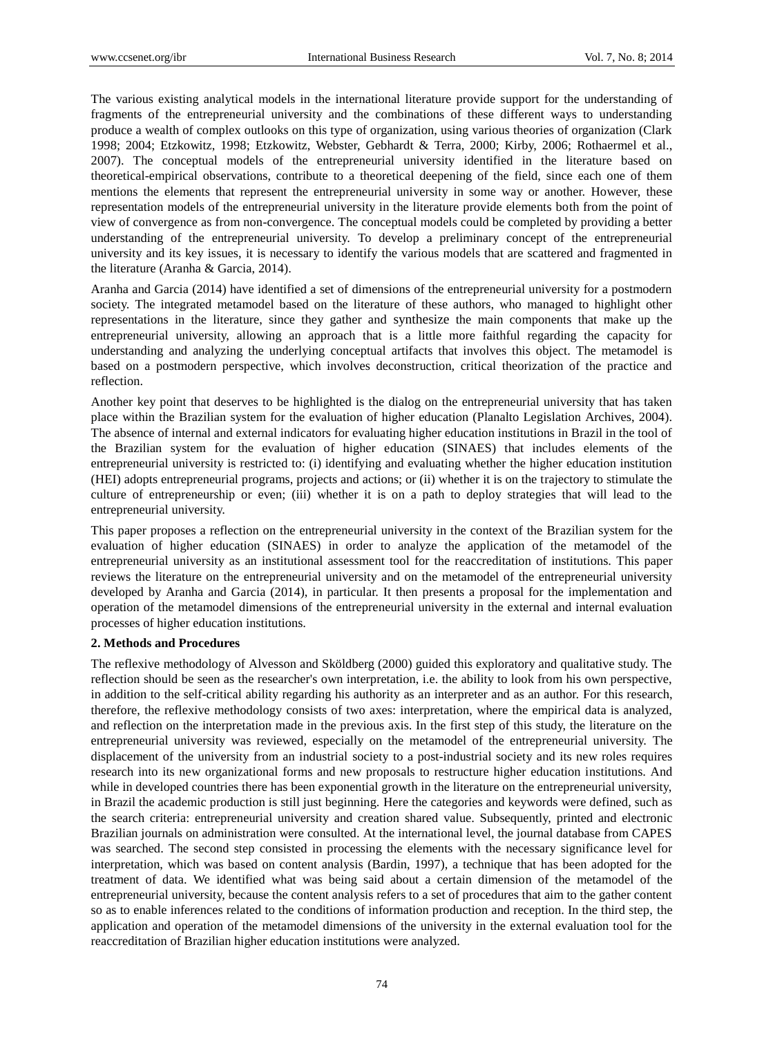The various existing analytical models in the international literature provide support for the understanding of fragments of the entrepreneurial university and the combinations of these different ways to understanding produce a wealth of complex outlooks on this type of organization, using various theories of organization (Clark 1998; 2004; Etzkowitz, 1998; Etzkowitz, Webster, Gebhardt & Terra, 2000; Kirby, 2006; Rothaermel et al., 2007). The conceptual models of the entrepreneurial university identified in the literature based on theoretical-empirical observations, contribute to a theoretical deepening of the field, since each one of them mentions the elements that represent the entrepreneurial university in some way or another. However, these representation models of the entrepreneurial university in the literature provide elements both from the point of view of convergence as from non-convergence. The conceptual models could be completed by providing a better understanding of the entrepreneurial university. To develop a preliminary concept of the entrepreneurial university and its key issues, it is necessary to identify the various models that are scattered and fragmented in the literature (Aranha & Garcia, 2014).

Aranha and Garcia (2014) have identified a set of dimensions of the entrepreneurial university for a postmodern society. The integrated metamodel based on the literature of these authors, who managed to highlight other representations in the literature, since they gather and synthesize the main components that make up the entrepreneurial university, allowing an approach that is a little more faithful regarding the capacity for understanding and analyzing the underlying conceptual artifacts that involves this object. The metamodel is based on a postmodern perspective, which involves deconstruction, critical theorization of the practice and reflection.

Another key point that deserves to be highlighted is the dialog on the entrepreneurial university that has taken place within the Brazilian system for the evaluation of higher education (Planalto Legislation Archives, 2004). The absence of internal and external indicators for evaluating higher education institutions in Brazil in the tool of the Brazilian system for the evaluation of higher education (SINAES) that includes elements of the entrepreneurial university is restricted to: (i) identifying and evaluating whether the higher education institution (HEI) adopts entrepreneurial programs, projects and actions; or (ii) whether it is on the trajectory to stimulate the culture of entrepreneurship or even; (iii) whether it is on a path to deploy strategies that will lead to the entrepreneurial university.

This paper proposes a reflection on the entrepreneurial university in the context of the Brazilian system for the evaluation of higher education (SINAES) in order to analyze the application of the metamodel of the entrepreneurial university as an institutional assessment tool for the reaccreditation of institutions. This paper reviews the literature on the entrepreneurial university and on the metamodel of the entrepreneurial university developed by Aranha and Garcia (2014), in particular. It then presents a proposal for the implementation and operation of the metamodel dimensions of the entrepreneurial university in the external and internal evaluation processes of higher education institutions.

## 2. Methods and Procedures

The reflexive methodology of Alvesson and Sköldberg (2000) guided this exploratory and qualitative study. The reflection should be seen as the researcher's own interpretation, i.e. the ability to look from his own perspective, in addition to the self-critical ability regarding his authority as an interpreter and as an author. For this research, therefore, the reflexive methodology consists of two axes: interpretation, where the empirical data is analyzed, and reflection on the interpretation made in the previous axis. In the first step of this study, the literature on the entrepreneurial university was reviewed, especially on the metamodel of the entrepreneurial university. The displacement of the university from an industrial society to a post-industrial society and its new roles requires research into its new organizational forms and new proposals to restructure higher education institutions. And while in developed countries there has been exponential growth in the literature on the entrepreneurial university, in Brazil the academic production is still just beginning. Here the categories and keywords were defined, such as the search criteria: entrepreneurial university and creation shared value. Subsequently, printed and electronic Brazilian journals on administration were consulted. At the international level, the journal database from CAPES was searched. The second step consisted in processing the elements with the necessary significance level for interpretation, which was based on content analysis (Bardin, 1997), a technique that has been adopted for the treatment of data. We identified what was being said about a certain dimension of the metamodel of the entrepreneurial university, because the content analysis refers to a set of procedures that aim to the gather content so as to enable inferences related to the conditions of information production and reception. In the third step, the application and operation of the metamodel dimensions of the university in the external evaluation tool for the reaccreditation of Brazilian higher education institutions were analyzed.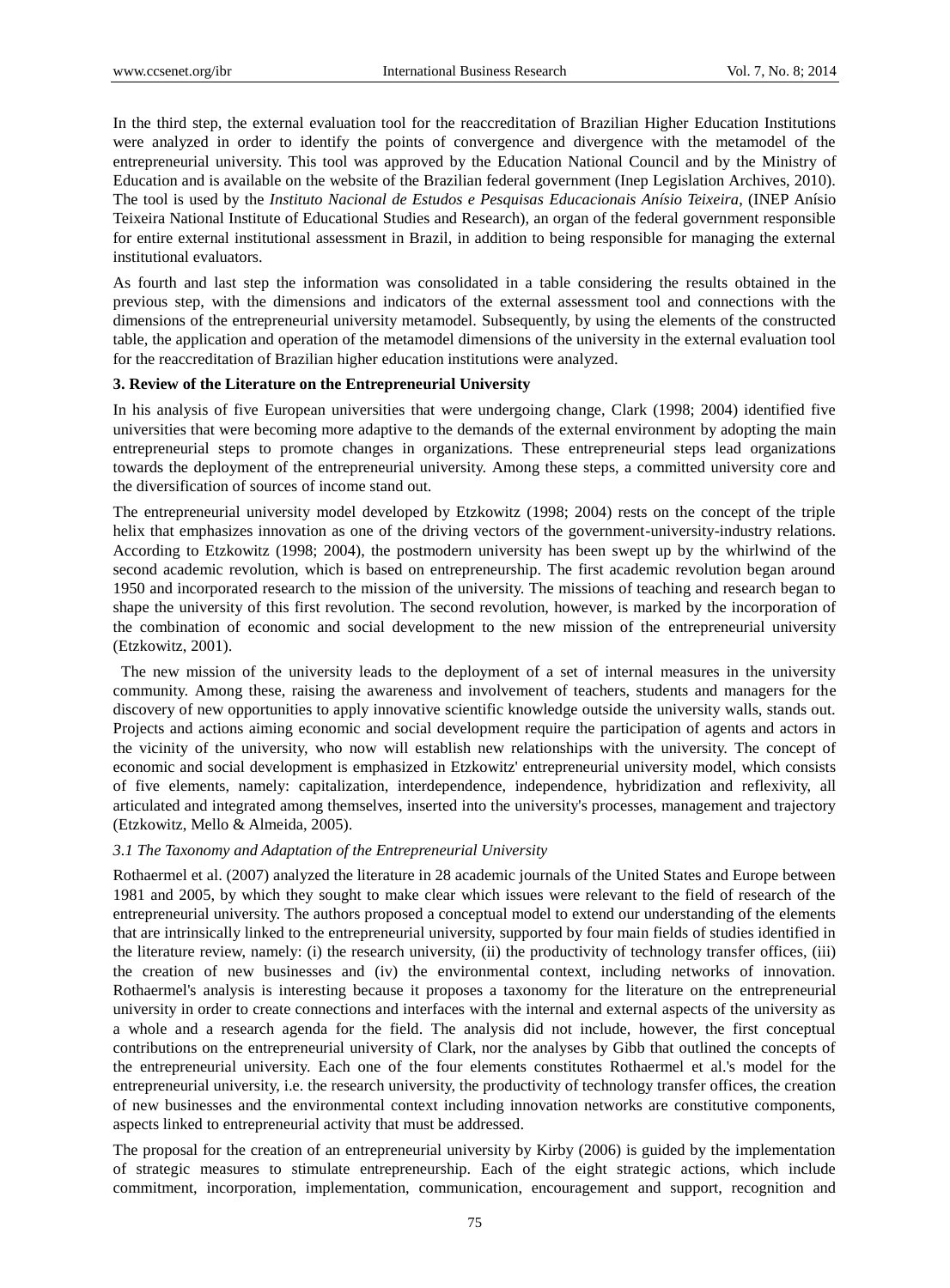In the third step, the external evaluation tool for the reaccreditation of Brazilian Higher Education Institutions were analyzed in order to identify the points of convergence and divergence with the metamodel of the entrepreneurial university. This tool was approved by the Education National Council and by the Ministry of Education and is available on the website of the Brazilian federal government (Inep Legislation Archives, 2010). The tool is used by the *Instituto Nacional de Estudos e Pesquisas Educacionais Anísio Teixeira*, (INEP Anísio Teixeira National Institute of Educational Studies and Research), an organ of the federal government responsible for entire external institutional assessment in Brazil, in addition to being responsible for managing the external institutional evaluators.

As fourth and last step the information was consolidated in a table considering the results obtained in the previous step, with the dimensions and indicators of the external assessment tool and connections with the dimensions of the entrepreneurial university metamodel. Subsequently, by using the elements of the constructed table, the application and operation of the metamodel dimensions of the university in the external evaluation tool for the reaccreditation of Brazilian higher education institutions were analyzed.

## 3. Review of the Literature on the Entrepreneurial University

In his analysis of five European universities that were undergoing change, Clark (1998; 2004) identified five universities that were becoming more adaptive to the demands of the external environment by adopting the main entrepreneurial steps to promote changes in organizations. These entrepreneurial steps lead organizations towards the deployment of the entrepreneurial university. Among these steps, a committed university core and the diversification of sources of income stand out.

The entrepreneurial university model developed by Etzkowitz (1998; 2004) rests on the concept of the triple helix that emphasizes innovation as one of the driving vectors of the government-university-industry relations. According to Etzkowitz (1998; 2004), the postmodern university has been swept up by the whirlwind of the second academic revolution, which is based on entrepreneurship. The first academic revolution began around 1950 and incorporated research to the mission of the university. The missions of teaching and research began to shape the university of this first revolution. The second revolution, however, is marked by the incorporation of the combination of economic and social development to the new mission of the entrepreneurial university (Etzkowitz, 2001).

The new mission of the university leads to the deployment of a set of internal measures in the university community. Among these, raising the awareness and involvement of teachers, students and managers for the discovery of new opportunities to apply innovative scientific knowledge outside the university walls, stands out. Projects and actions aiming economic and social development require the participation of agents and actors in the vicinity of the university, who now will establish new relationships with the university. The concept of economic and social development is emphasized in Etzkowitz' entrepreneurial university model, which consists of five elements, namely: capitalization, interdependence, independence, hybridization and reflexivity, all articulated and integrated among themselves, inserted into the university's processes, management and trajectory (Etzkowitz, Mello & Almeida, 2005).

### *3.1 The Taxonomy and Adaptation of the Entrepreneurial University*

Rothaermel et al. (2007) analyzed the literature in 28 academic journals of the United States and Europe between 1981 and 2005, by which they sought to make clear which issues were relevant to the field of research of the entrepreneurial university. The authors proposed a conceptual model to extend our understanding of the elements that are intrinsically linked to the entrepreneurial university, supported by four main fields of studies identified in the literature review, namely: (i) the research university, (ii) the productivity of technology transfer offices, (iii) the creation of new businesses and (iv) the environmental context, including networks of innovation. Rothaermel's analysis is interesting because it proposes a taxonomy for the literature on the entrepreneurial university in order to create connections and interfaces with the internal and external aspects of the university as a whole and a research agenda for the field. The analysis did not include, however, the first conceptual contributions on the entrepreneurial university of Clark, nor the analyses by Gibb that outlined the concepts of the entrepreneurial university. Each one of the four elements constitutes Rothaermel et al.'s model for the entrepreneurial university, i.e. the research university, the productivity of technology transfer offices, the creation of new businesses and the environmental context including innovation networks are constitutive components, aspects linked to entrepreneurial activity that must be addressed.

The proposal for the creation of an entrepreneurial university by Kirby (2006) is guided by the implementation of strategic measures to stimulate entrepreneurship. Each of the eight strategic actions, which include commitment, incorporation, implementation, communication, encouragement and support, recognition and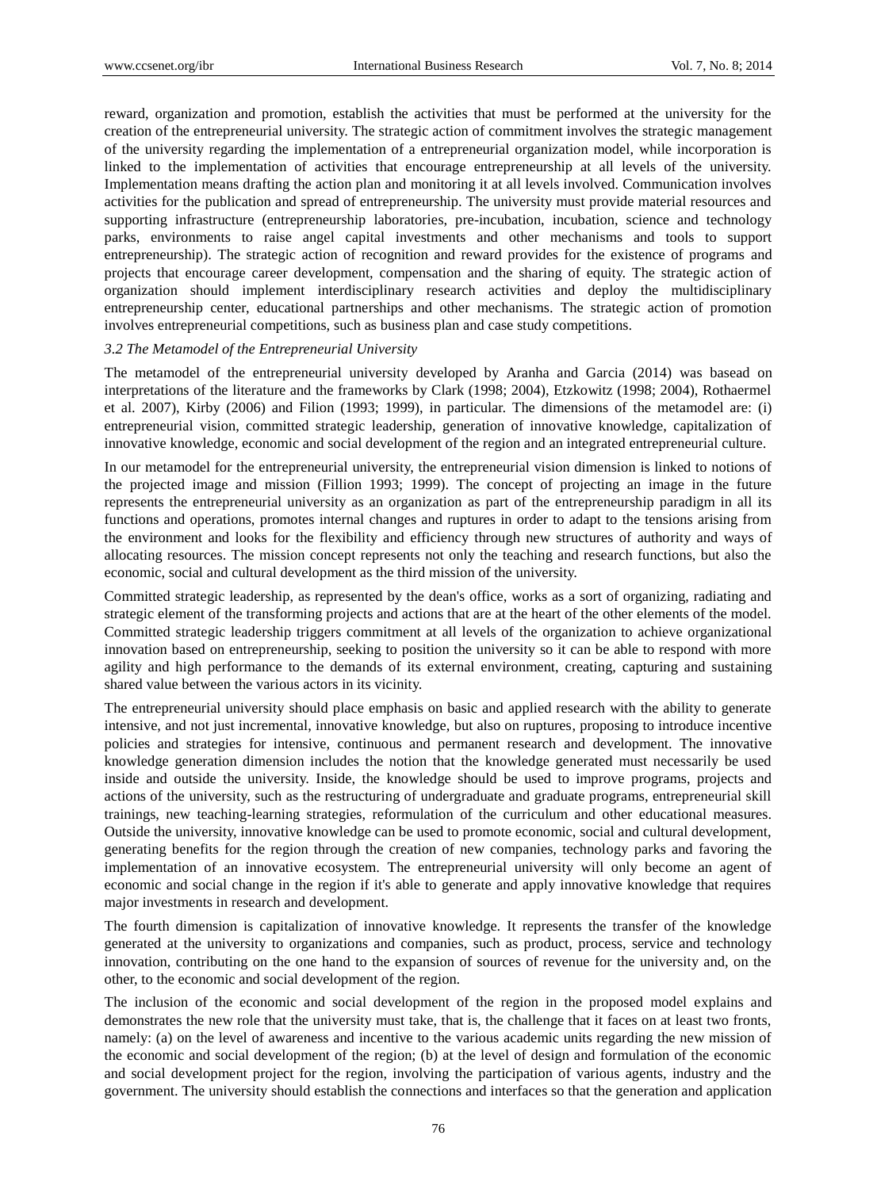reward, organization and promotion, establish the activities that must be performed at the university for the creation of the entrepreneurial university. The strategic action of commitment involves the strategic management of the university regarding the implementation of a entrepreneurial organization model, while incorporation is linked to the implementation of activities that encourage entrepreneurship at all levels of the university. Implementation means drafting the action plan and monitoring it at all levels involved. Communication involves activities for the publication and spread of entrepreneurship. The university must provide material resources and supporting infrastructure (entrepreneurship laboratories, pre-incubation, incubation, science and technology parks, environments to raise angel capital investments and other mechanisms and tools to support entrepreneurship). The strategic action of recognition and reward provides for the existence of programs and projects that encourage career development, compensation and the sharing of equity. The strategic action of organization should implement interdisciplinary research activities and deploy the multidisciplinary entrepreneurship center, educational partnerships and other mechanisms. The strategic action of promotion involves entrepreneurial competitions, such as business plan and case study competitions.

### *3.2 The Metamodel of the Entrepreneurial University*

The metamodel of the entrepreneurial university developed by Aranha and Garcia (2014) was basead on interpretations of the literature and the frameworks by Clark (1998; 2004), Etzkowitz (1998; 2004), Rothaermel et al. 2007), Kirby (2006) and Filion (1993; 1999), in particular. The dimensions of the metamodel are: (i) entrepreneurial vision, committed strategic leadership, generation of innovative knowledge, capitalization of innovative knowledge, economic and social development of the region and an integrated entrepreneurial culture.

In our metamodel for the entrepreneurial university, the entrepreneurial vision dimension is linked to notions of the projected image and mission (Fillion 1993; 1999). The concept of projecting an image in the future represents the entrepreneurial university as an organization as part of the entrepreneurship paradigm in all its functions and operations, promotes internal changes and ruptures in order to adapt to the tensions arising from the environment and looks for the flexibility and efficiency through new structures of authority and ways of allocating resources. The mission concept represents not only the teaching and research functions, but also the economic, social and cultural development as the third mission of the university.

Committed strategic leadership, as represented by the dean's office, works as a sort of organizing, radiating and strategic element of the transforming projects and actions that are at the heart of the other elements of the model. Committed strategic leadership triggers commitment at all levels of the organization to achieve organizational innovation based on entrepreneurship, seeking to position the university so it can be able to respond with more agility and high performance to the demands of its external environment, creating, capturing and sustaining shared value between the various actors in its vicinity.

The entrepreneurial university should place emphasis on basic and applied research with the ability to generate intensive, and not just incremental, innovative knowledge, but also on ruptures, proposing to introduce incentive policies and strategies for intensive, continuous and permanent research and development. The innovative knowledge generation dimension includes the notion that the knowledge generated must necessarily be used inside and outside the university. Inside, the knowledge should be used to improve programs, projects and actions of the university, such as the restructuring of undergraduate and graduate programs, entrepreneurial skill trainings, new teaching-learning strategies, reformulation of the curriculum and other educational measures. Outside the university, innovative knowledge can be used to promote economic, social and cultural development, generating benefits for the region through the creation of new companies, technology parks and favoring the implementation of an innovative ecosystem. The entrepreneurial university will only become an agent of economic and social change in the region if it's able to generate and apply innovative knowledge that requires major investments in research and development.

The fourth dimension is capitalization of innovative knowledge. It represents the transfer of the knowledge generated at the university to organizations and companies, such as product, process, service and technology innovation, contributing on the one hand to the expansion of sources of revenue for the university and, on the other, to the economic and social development of the region.

The inclusion of the economic and social development of the region in the proposed model explains and demonstrates the new role that the university must take, that is, the challenge that it faces on at least two fronts, namely: (a) on the level of awareness and incentive to the various academic units regarding the new mission of the economic and social development of the region; (b) at the level of design and formulation of the economic and social development project for the region, involving the participation of various agents, industry and the government. The university should establish the connections and interfaces so that the generation and application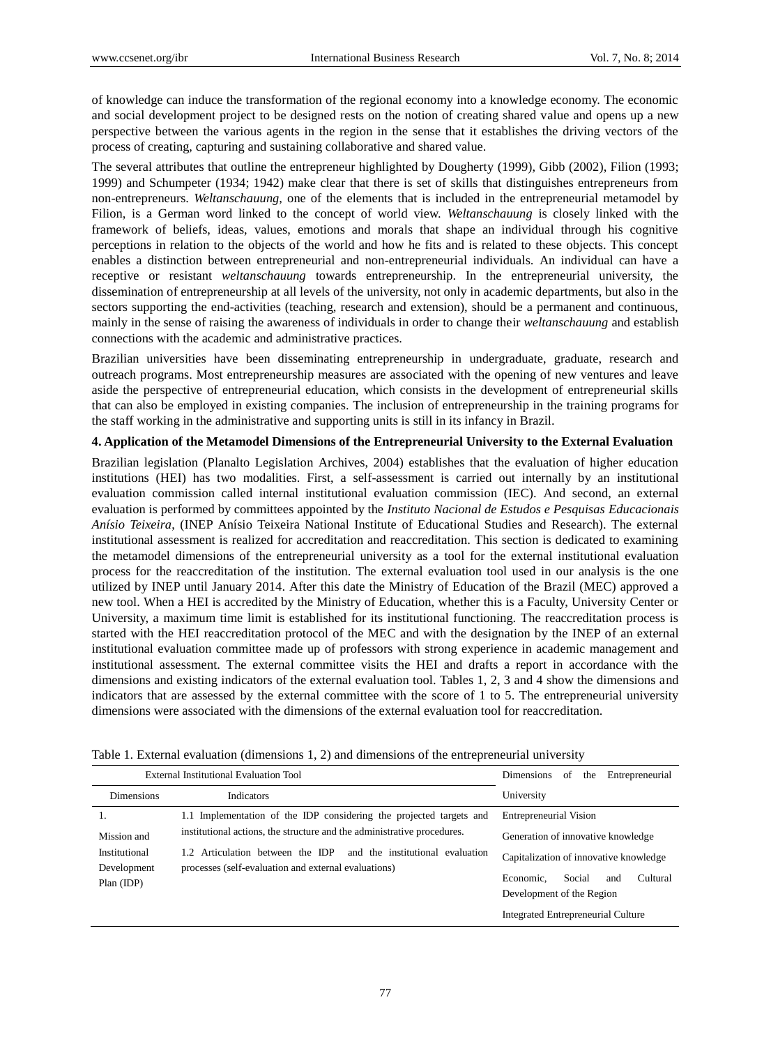of knowledge can induce the transformation of the regional economy into a knowledge economy. The economic and social development project to be designed rests on the notion of creating shared value and opens up a new perspective between the various agents in the region in the sense that it establishes the driving vectors of the process of creating, capturing and sustaining collaborative and shared value.

The several attributes that outline the entrepreneur highlighted by Dougherty (1999), Gibb (2002), Filion (1993; 1999) and Schumpeter (1934; 1942) make clear that there is set of skills that distinguishes entrepreneurs from non-entrepreneurs. *Weltanschauung*, one of the elements that is included in the entrepreneurial metamodel by Filion, is a German word linked to the concept of world view. *Weltanschauung* is closely linked with the framework of beliefs, ideas, values, emotions and morals that shape an individual through his cognitive perceptions in relation to the objects of the world and how he fits and is related to these objects. This concept enables a distinction between entrepreneurial and non-entrepreneurial individuals. An individual can have a receptive or resistant *weltanschauung* towards entrepreneurship. In the entrepreneurial university, the dissemination of entrepreneurship at all levels of the university, not only in academic departments, but also in the sectors supporting the end-activities (teaching, research and extension), should be a permanent and continuous, mainly in the sense of raising the awareness of individuals in order to change their *weltanschauung* and establish connections with the academic and administrative practices.

Brazilian universities have been disseminating entrepreneurship in undergraduate, graduate, research and outreach programs. Most entrepreneurship measures are associated with the opening of new ventures and leave aside the perspective of entrepreneurial education, which consists in the development of entrepreneurial skills that can also be employed in existing companies. The inclusion of entrepreneurship in the training programs for the staff working in the administrative and supporting units is still in its infancy in Brazil.

## 4. Application of the Metamodel Dimensions of the Entrepreneurial University to the External Evaluation

Brazilian legislation (Planalto Legislation Archives, 2004) establishes that the evaluation of higher education institutions (HEI) has two modalities. First, a self-assessment is carried out internally by an institutional evaluation commission called internal institutional evaluation commission (IEC). And second, an external evaluation is performed by committees appointed by the *Instituto Nacional de Estudos e Pesquisas Educacionais Anísio Teixeira*, (INEP Anísio Teixeira National Institute of Educational Studies and Research). The external institutional assessment is realized for accreditation and reaccreditation. This section is dedicated to examining the metamodel dimensions of the entrepreneurial university as a tool for the external institutional evaluation process for the reaccreditation of the institution. The external evaluation tool used in our analysis is the one utilized by INEP until January 2014. After this date the Ministry of Education of the Brazil (MEC) approved a new tool. When a HEI is accredited by the Ministry of Education, whether this is a Faculty, University Center or University, a maximum time limit is established for its institutional functioning. The reaccreditation process is started with the HEI reaccreditation protocol of the MEC and with the designation by the INEP of an external institutional evaluation committee made up of professors with strong experience in academic management and institutional assessment. The external committee visits the HEI and drafts a report in accordance with the dimensions and existing indicators of the external evaluation tool. Tables 1, 2, 3 and 4 show the dimensions and indicators that are assessed by the external committee with the score of 1 to 5. The entrepreneurial university dimensions were associated with the dimensions of the external evaluation tool for reaccreditation.

Table 1. External evaluation (dimensions 1, 2) and dimensions of the entrepreneurial university

| External Institutional Evaluation Tool | | Dimensions of the Entrepreneurial University |
|---|---|---|
| Dimensions | Indicators | |
| 1. Mission and Institutional Development Plan (IDP) | 1.1 Implementation of the IDP considering the projected targets and institutional actions, the structure and the administrative procedures.<br>1.2 Articulation between the IDP and the institutional evaluation processes (self-evaluation and external evaluations) | Entrepreneurial Vision<br>Generation of innovative knowledge<br>Capitalization of innovative knowledge<br>Economic, Social and Cultural Development of the Region<br>Integrated Entrepreneurial Culture |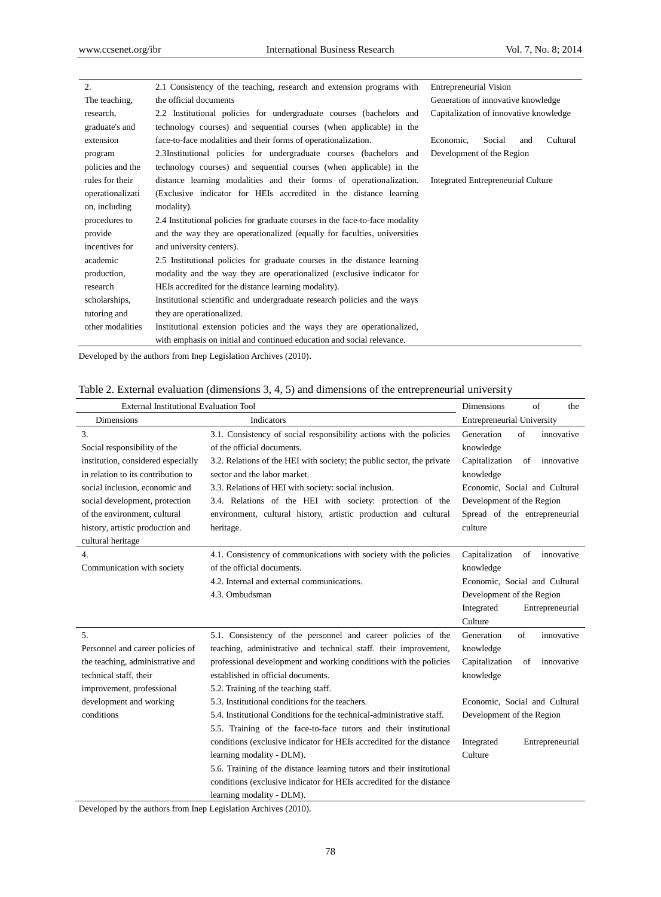| | | |
|---|---|---|
| 2. The teaching, research, graduate's and extension program policies and the rules for their operationalization, including procedures to provide incentives for academic production, research scholarships, tutoring and other modalities | 2.1 Consistency of the teaching, research and extension programs with the official documents<br>2.2 Institutional policies for undergraduate courses (bachelors and technology courses) and sequential courses (when applicable) in the face-to-face modalities and their forms of operationalization.<br>2.3Institutional policies for undergraduate courses (bachelors and technology courses) and sequential courses (when applicable) in the distance learning modalities and their forms of operationalization. (Exclusive indicator for HEIs accredited in the distance learning modality).<br>2.4 Institutional policies for graduate courses in the face-to-face modality and the way they are operationalized (equally for faculties, universities and university centers).<br>2.5 Institutional policies for graduate courses in the distance learning modality and the way they are operationalized (exclusive indicator for HEIs accredited for the distance learning modality).<br>Institutional scientific and undergraduate research policies and the ways they are operationalized.<br>Institutional extension policies and the ways they are operationalized, with emphasis on initial and continued education and social relevance. | Entrepreneurial Vision<br>Generation of innovative knowledge<br>Capitalization of innovative knowledge<br>Economic, Social and Cultural Development of the Region<br>Integrated Entrepreneurial Culture |

Developed by the authors from Inep Legislation Archives (2010).

Table 2. External evaluation (dimensions 3, 4, 5) and dimensions of the entrepreneurial university

| External Institutional Evaluation Tool | | Dimensions of the Entrepreneurial University |
|---|---|---|
| Dimensions | Indicators | |
| 3. Social responsibility of the institution, considered especially in relation to its contribution to social inclusion, economic and social development, protection of the environment, cultural history, artistic production and cultural heritage | 3.1. Consistency of social responsibility actions with the policies of the official documents.<br>3.2. Relations of the HEI with society; the public sector, the private sector and the labor market.<br>3.3. Relations of HEI with society: social inclusion.<br>3.4. Relations of the HEI with society: protection of the environment, cultural history, artistic production and cultural heritage. | Generation of innovative knowledge<br>Capitalization of innovative knowledge<br>Economic, Social and Cultural Development of the Region<br>Spread of the entrepreneurial culture |
| 4. Communication with society | 4.1. Consistency of communications with society with the policies of the official documents.<br>4.2. Internal and external communications.<br>4.3. Ombudsman | Capitalization of innovative knowledge<br>Economic, Social and Cultural Development of the Region<br>Integrated Entrepreneurial Culture |
| 5. Personnel and career policies of the teaching, administrative and technical staff, their improvement, professional development and working conditions | 5.1. Consistency of the personnel and career policies of the teaching, administrative and technical staff. their improvement, professional development and working conditions with the policies established in official documents.<br>5.2. Training of the teaching staff.<br>5.3. Institutional conditions for the teachers.<br>5.4. Institutional Conditions for the technical-administrative staff.<br>5.5. Training of the face-to-face tutors and their institutional conditions (exclusive indicator for HEIs accredited for the distance learning modality - DLM).<br>5.6. Training of the distance learning tutors and their institutional conditions (exclusive indicator for HEIs accredited for the distance learning modality - DLM). | Generation of innovative knowledge<br>Capitalization of innovative knowledge<br>Economic, Social and Cultural Development of the Region<br>Integrated Entrepreneurial Culture |

Developed by the authors from Inep Legislation Archives (2010).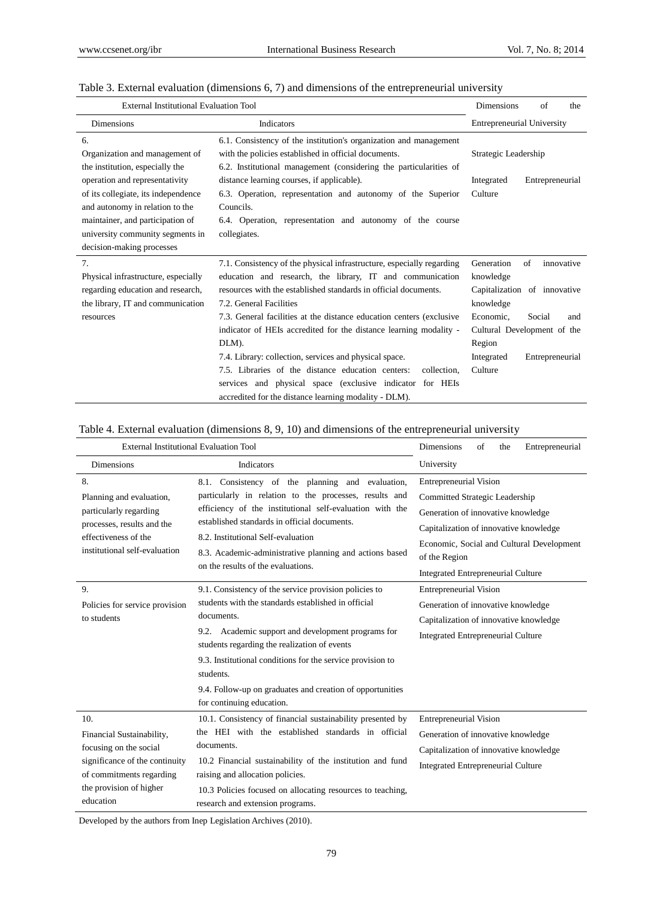Table 3. External evaluation (dimensions 6, 7) and dimensions of the entrepreneurial university

| External Institutional Evaluation Tool | | Dimensions of the Entrepreneurial University |
|---|---|---|
| **Dimensions** | **Indicators** | |
| 6. Organization and management of the institution, especially the operation and representativity of its collegiate, its independence and autonomy in relation to the maintainer, and participation of university community segments in decision-making processes | 6.1. Consistency of the institution's organization and management with the policies established in official documents.<br>6.2. Institutional management (considering the particularities of distance learning courses, if applicable).<br>6.3. Operation, representation and autonomy of the Superior Councils.<br>6.4. Operation, representation and autonomy of the course collegiates. | Strategic Leadership<br>Integrated Entrepreneurial Culture |
| 7. Physical infrastructure, especially regarding education and research, the library, IT and communication resources | 7.1. Consistency of the physical infrastructure, especially regarding education and research, the library, IT and communication resources with the established standards in official documents.<br>7.2. General Facilities<br>7.3. General facilities at the distance education centers (exclusive indicator of HEIs accredited for the distance learning modality - DLM).<br>7.4. Library: collection, services and physical space.<br>7.5. Libraries of the distance education centers: collection, services and physical space (exclusive indicator for HEIs accredited for the distance learning modality - DLM). | Generation of innovative knowledge<br>Capitalization of innovative knowledge<br>Economic, Social and Cultural Development of the Region<br>Integrated Entrepreneurial Culture |

Table 4. External evaluation (dimensions 8, 9, 10) and dimensions of the entrepreneurial university

| External Institutional Evaluation Tool | | Dimensions of the Entrepreneurial University |
|---|---|---|
| **Dimensions** | **Indicators** | |
| 8. Planning and evaluation, particularly regarding processes, results and the effectiveness of the institutional self-evaluation | 8.1. Consistency of the planning and evaluation, particularly in relation to the processes, results and efficiency of the institutional self-evaluation with the established standards in official documents.<br>8.2. Institutional Self-evaluation<br>8.3. Academic-administrative planning and actions based on the results of the evaluations. | Entrepreneurial Vision<br>Committed Strategic Leadership<br>Generation of innovative knowledge<br>Capitalization of innovative knowledge<br>Economic, Social and Cultural Development of the Region<br>Integrated Entrepreneurial Culture |
| 9. Policies for service provision to students | 9.1. Consistency of the service provision policies to students with the standards established in official documents.<br>9.2. Academic support and development programs for students regarding the realization of events<br>9.3. Institutional conditions for the service provision to students.<br>9.4. Follow-up on graduates and creation of opportunities for continuing education. | Entrepreneurial Vision<br>Generation of innovative knowledge<br>Capitalization of innovative knowledge<br>Integrated Entrepreneurial Culture |
| 10. Financial Sustainability, focusing on the social significance of the continuity of commitments regarding the provision of higher education | 10.1. Consistency of financial sustainability presented by the HEI with the established standards in official documents.<br>10.2 Financial sustainability of the institution and fund raising and allocation policies.<br>10.3 Policies focused on allocating resources to teaching, research and extension programs. | Entrepreneurial Vision<br>Generation of innovative knowledge<br>Capitalization of innovative knowledge<br>Integrated Entrepreneurial Culture |

Developed by the authors from Inep Legislation Archives (2010).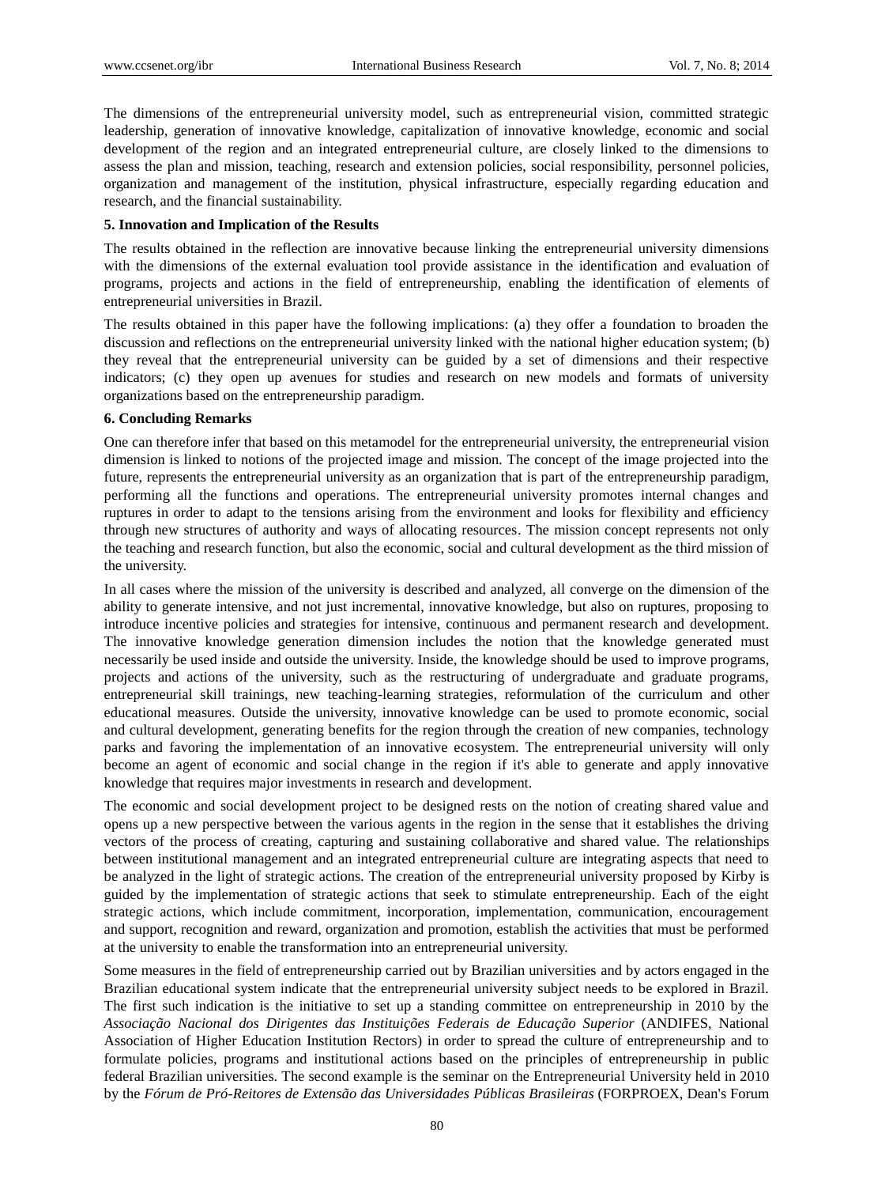The dimensions of the entrepreneurial university model, such as entrepreneurial vision, committed strategic leadership, generation of innovative knowledge, capitalization of innovative knowledge, economic and social development of the region and an integrated entrepreneurial culture, are closely linked to the dimensions to assess the plan and mission, teaching, research and extension policies, social responsibility, personnel policies, organization and management of the institution, physical infrastructure, especially regarding education and research, and the financial sustainability.

**5. Innovation and Implication of the Results**

The results obtained in the reflection are innovative because linking the entrepreneurial university dimensions with the dimensions of the external evaluation tool provide assistance in the identification and evaluation of programs, projects and actions in the field of entrepreneurship, enabling the identification of elements of entrepreneurial universities in Brazil.

The results obtained in this paper have the following implications: (a) they offer a foundation to broaden the discussion and reflections on the entrepreneurial university linked with the national higher education system; (b) they reveal that the entrepreneurial university can be guided by a set of dimensions and their respective indicators; (c) they open up avenues for studies and research on new models and formats of university organizations based on the entrepreneurship paradigm.

**6. Concluding Remarks**

One can therefore infer that based on this metamodel for the entrepreneurial university, the entrepreneurial vision dimension is linked to notions of the projected image and mission. The concept of the image projected into the future, represents the entrepreneurial university as an organization that is part of the entrepreneurship paradigm, performing all the functions and operations. The entrepreneurial university promotes internal changes and ruptures in order to adapt to the tensions arising from the environment and looks for flexibility and efficiency through new structures of authority and ways of allocating resources. The mission concept represents not only the teaching and research function, but also the economic, social and cultural development as the third mission of the university.

In all cases where the mission of the university is described and analyzed, all converge on the dimension of the ability to generate intensive, and not just incremental, innovative knowledge, but also on ruptures, proposing to introduce incentive policies and strategies for intensive, continuous and permanent research and development. The innovative knowledge generation dimension includes the notion that the knowledge generated must necessarily be used inside and outside the university. Inside, the knowledge should be used to improve programs, projects and actions of the university, such as the restructuring of undergraduate and graduate programs, entrepreneurial skill trainings, new teaching-learning strategies, reformulation of the curriculum and other educational measures. Outside the university, innovative knowledge can be used to promote economic, social and cultural development, generating benefits for the region through the creation of new companies, technology parks and favoring the implementation of an innovative ecosystem. The entrepreneurial university will only become an agent of economic and social change in the region if it's able to generate and apply innovative knowledge that requires major investments in research and development.

The economic and social development project to be designed rests on the notion of creating shared value and opens up a new perspective between the various agents in the region in the sense that it establishes the driving vectors of the process of creating, capturing and sustaining collaborative and shared value. The relationships between institutional management and an integrated entrepreneurial culture are integrating aspects that need to be analyzed in the light of strategic actions. The creation of the entrepreneurial university proposed by Kirby is guided by the implementation of strategic actions that seek to stimulate entrepreneurship. Each of the eight strategic actions, which include commitment, incorporation, implementation, communication, encouragement and support, recognition and reward, organization and promotion, establish the activities that must be performed at the university to enable the transformation into an entrepreneurial university.

Some measures in the field of entrepreneurship carried out by Brazilian universities and by actors engaged in the Brazilian educational system indicate that the entrepreneurial university subject needs to be explored in Brazil. The first such indication is the initiative to set up a standing committee on entrepreneurship in 2010 by the *Associação Nacional dos Dirigentes das Instituições Federais de Educação Superior* (ANDIFES, National Association of Higher Education Institution Rectors) in order to spread the culture of entrepreneurship and to formulate policies, programs and institutional actions based on the principles of entrepreneurship in public federal Brazilian universities. The second example is the seminar on the Entrepreneurial University held in 2010 by the *Fórum de Pró-Reitores de Extensão das Universidades Públicas Brasileiras* (FORPROEX, Dean's Forum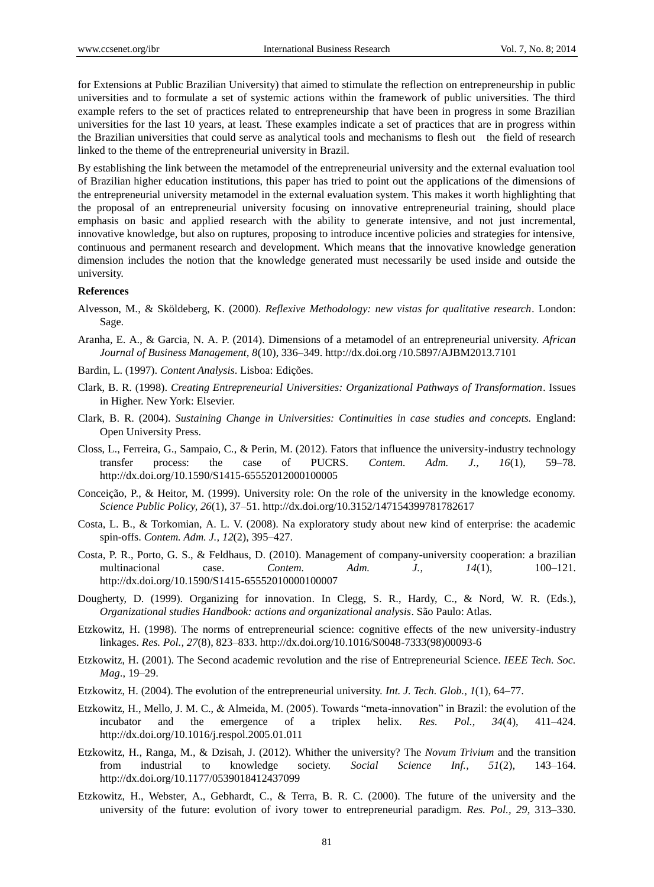for Extensions at Public Brazilian University) that aimed to stimulate the reflection on entrepreneurship in public universities and to formulate a set of systemic actions within the framework of public universities. The third example refers to the set of practices related to entrepreneurship that have been in progress in some Brazilian universities for the last 10 years, at least. These examples indicate a set of practices that are in progress within the Brazilian universities that could serve as analytical tools and mechanisms to flesh out the field of research linked to the theme of the entrepreneurial university in Brazil.

By establishing the link between the metamodel of the entrepreneurial university and the external evaluation tool of Brazilian higher education institutions, this paper has tried to point out the applications of the dimensions of the entrepreneurial university metamodel in the external evaluation system. This makes it worth highlighting that the proposal of an entrepreneurial university focusing on innovative entrepreneurial training, should place emphasis on basic and applied research with the ability to generate intensive, and not just incremental, innovative knowledge, but also on ruptures, proposing to introduce incentive policies and strategies for intensive, continuous and permanent research and development. Which means that the innovative knowledge generation dimension includes the notion that the knowledge generated must necessarily be used inside and outside the university.

**References**

Alvesson, M., & Sköldeberg, K. (2000). *Reflexive Methodology: new vistas for qualitative research*. London: Sage.

Aranha, E. A., & Garcia, N. A. P. (2014). Dimensions of a metamodel of an entrepreneurial university. *African Journal of Business Management, 8*(10), 336–349. http://dx.doi.org /10.5897/AJBM2013.7101

Bardin, L. (1997). *Content Analysis*. Lisboa: Edições.

Clark, B. R. (1998). *Creating Entrepreneurial Universities: Organizational Pathways of Transformation*. Issues in Higher. New York: Elsevier.

Clark, B. R. (2004). *Sustaining Change in Universities: Continuities in case studies and concepts.* England: Open University Press.

Closs, L., Ferreira, G., Sampaio, C., & Perin, M. (2012). Fators that influence the university-industry technology transfer process: the case of PUCRS. *Contem. Adm. J., 16*(1), 59–78. http://dx.doi.org/10.1590/S1415-65552012000100005

Conceição, P., & Heitor, M. (1999). University role: On the role of the university in the knowledge economy. *Science Public Policy, 26*(1), 37–51. http://dx.doi.org/10.3152/147154399781782617

Costa, L. B., & Torkomian, A. L. V. (2008). Na exploratory study about new kind of enterprise: the academic spin-offs. *Contem. Adm. J., 12*(2), 395–427.

Costa, P. R., Porto, G. S., & Feldhaus, D. (2010). Management of company-university cooperation: a brazilian multinacional case. *Contem. Adm. J., 14*(1), 100–121. http://dx.doi.org/10.1590/S1415-65552010000100007

Dougherty, D. (1999). Organizing for innovation. In Clegg, S. R., Hardy, C., & Nord, W. R. (Eds.), *Organizational studies Handbook: actions and organizational analysis*. São Paulo: Atlas.

Etzkowitz, H. (1998). The norms of entrepreneurial science: cognitive effects of the new university-industry linkages. *Res. Pol., 27*(8), 823–833. http://dx.doi.org/10.1016/S0048-7333(98)00093-6

Etzkowitz, H. (2001). The Second academic revolution and the rise of Entrepreneurial Science. *IEEE Tech. Soc. Mag*., 19–29.

Etzkowitz, H. (2004). The evolution of the entrepreneurial university. *Int. J. Tech. Glob., 1*(1), 64–77.

Etzkowitz, H., Mello, J. M. C., & Almeida, M. (2005). Towards "meta-innovation" in Brazil: the evolution of the incubator and the emergence of a triplex helix. *Res. Pol., 34*(4), 411–424. http://dx.doi.org/10.1016/j.respol.2005.01.011

Etzkowitz, H., Ranga, M., & Dzisah, J. (2012). Whither the university? The *Novum Trivium* and the transition from industrial to knowledge society. *Social Science Inf., 51*(2), 143–164. http://dx.doi.org/10.1177/0539018412437099

Etzkowitz, H., Webster, A., Gebhardt, C., & Terra, B. R. C. (2000). The future of the university and the university of the future: evolution of ivory tower to entrepreneurial paradigm. *Res. Pol., 29*, 313–330.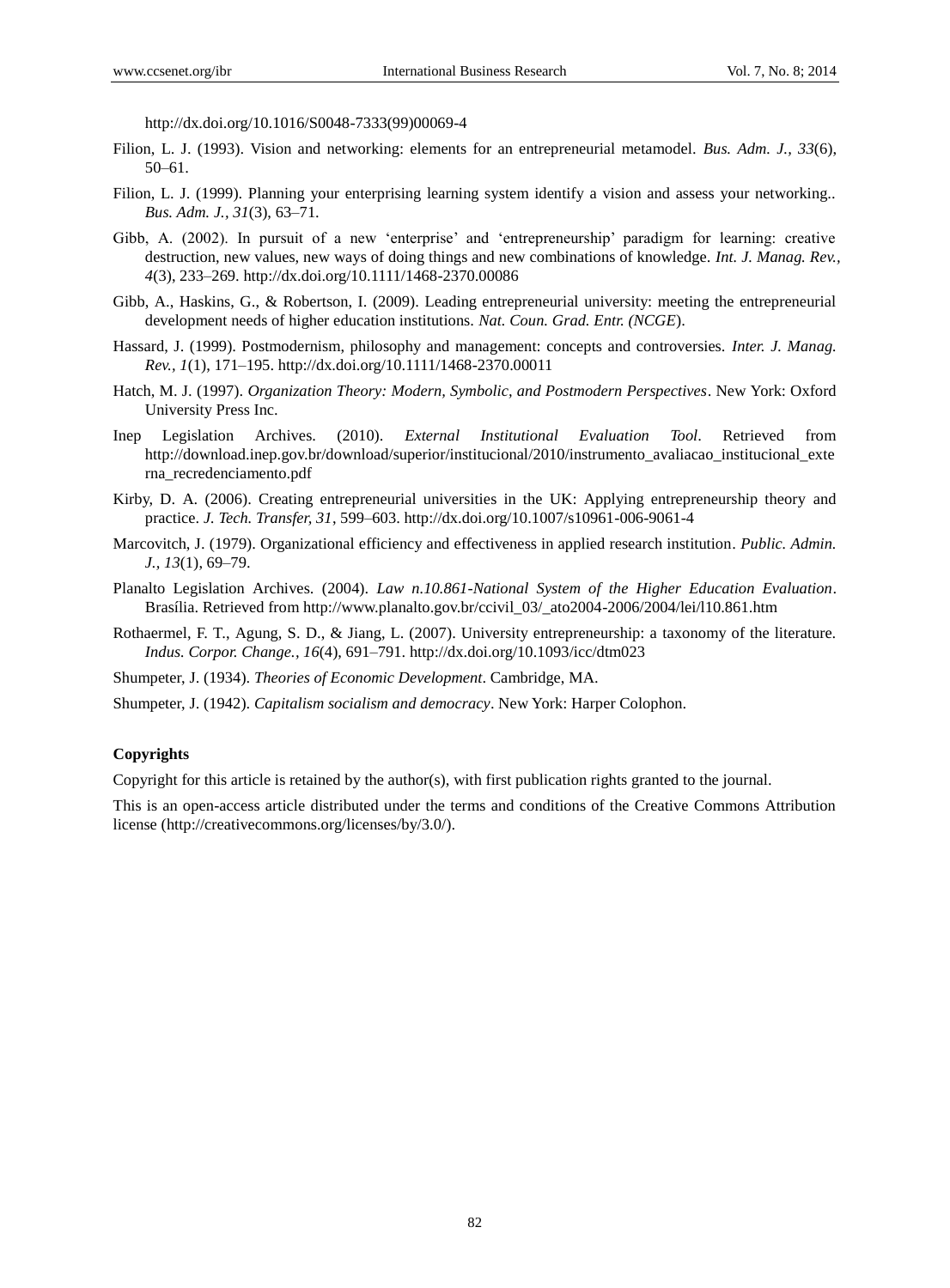http://dx.doi.org/10.1016/S0048-7333(99)00069-4

Filion, L. J. (1993). Vision and networking: elements for an entrepreneurial metamodel. *Bus. Adm. J., 33*(6), 50–61.

Filion, L. J. (1999). Planning your enterprising learning system identify a vision and assess your networking.. *Bus. Adm. J., 31*(3), 63–71.

Gibb, A. (2002). In pursuit of a new 'enterprise' and 'entrepreneurship' paradigm for learning: creative destruction, new values, new ways of doing things and new combinations of knowledge. *Int. J. Manag. Rev., 4*(3), 233–269. http://dx.doi.org/10.1111/1468-2370.00086

Gibb, A., Haskins, G., & Robertson, I. (2009). Leading entrepreneurial university: meeting the entrepreneurial development needs of higher education institutions. *Nat. Coun. Grad. Entr. (NCGE*).

Hassard, J. (1999). Postmodernism, philosophy and management: concepts and controversies. *Inter. J. Manag. Rev., 1*(1), 171–195. http://dx.doi.org/10.1111/1468-2370.00011

Hatch, M. J. (1997). *Organization Theory: Modern, Symbolic, and Postmodern Perspectives*. New York: Oxford University Press Inc.

Inep Legislation Archives. (2010). *External Institutional Evaluation Tool*. Retrieved from http://download.inep.gov.br/download/superior/institucional/2010/instrumento_avaliacao_institucional_externa_recredenciamento.pdf

Kirby, D. A. (2006). Creating entrepreneurial universities in the UK: Applying entrepreneurship theory and practice. *J. Tech. Transfer, 31*, 599–603. http://dx.doi.org/10.1007/s10961-006-9061-4

Marcovitch, J. (1979). Organizational efficiency and effectiveness in applied research institution. *Public. Admin. J., 13*(1), 69–79.

Planalto Legislation Archives. (2004). *Law n.10.861-National System of the Higher Education Evaluation*. Brasília. Retrieved from http://www.planalto.gov.br/ccivil_03/_ato2004-2006/2004/lei/l10.861.htm

Rothaermel, F. T., Agung, S. D., & Jiang, L. (2007). University entrepreneurship: a taxonomy of the literature. *Indus. Corpor. Change., 16*(4), 691–791. http://dx.doi.org/10.1093/icc/dtm023

Shumpeter, J. (1934). *Theories of Economic Development*. Cambridge, MA.

Shumpeter, J. (1942). *Capitalism socialism and democracy*. New York: Harper Colophon.

**Copyrights**

Copyright for this article is retained by the author(s), with first publication rights granted to the journal.

This is an open-access article distributed under the terms and conditions of the Creative Commons Attribution license (http://creativecommons.org/licenses/by/3.0/).